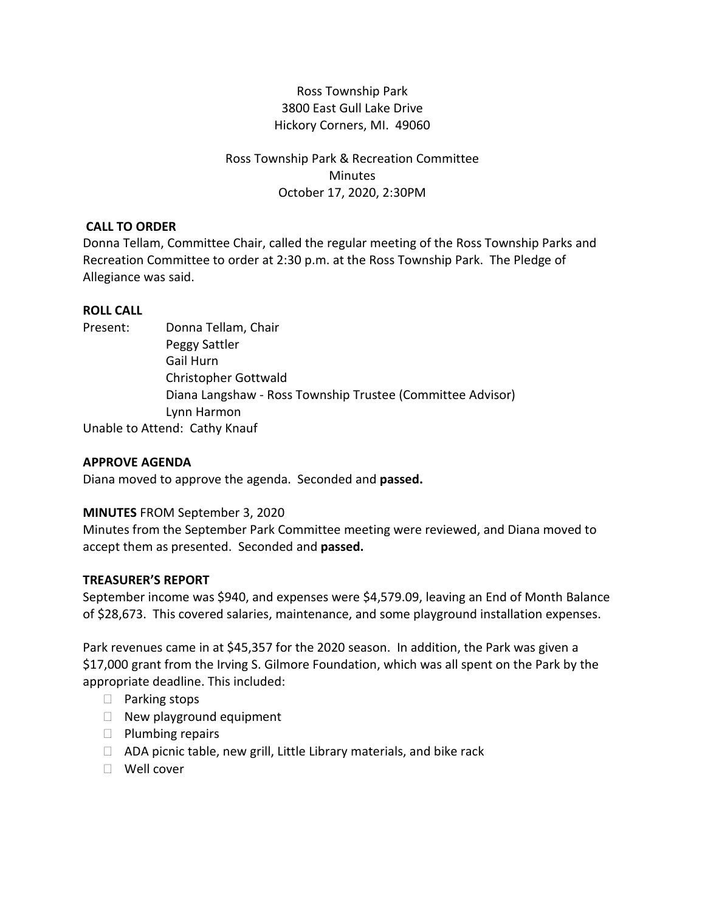Ross Township Park
3800 East Gull Lake Drive
Hickory Corners, MI. 49060

Ross Township Park & Recreation Committee
Minutes
October 17, 2020, 2:30PM

**CALL TO ORDER**

Donna Tellam, Committee Chair, called the regular meeting of the Ross Township Parks and Recreation Committee to order at 2:30 p.m. at the Ross Township Park. The Pledge of Allegiance was said.

**ROLL CALL**

Present:
- Donna Tellam, Chair
- Peggy Sattler
- Gail Hurn
- Christopher Gottwald
- Diana Langshaw - Ross Township Trustee (Committee Advisor)
- Lynn Harmon

Unable to Attend: Cathy Knauf

**APPROVE AGENDA**

Diana moved to approve the agenda. Seconded and **passed.**

**MINUTES** FROM September 3, 2020

Minutes from the September Park Committee meeting were reviewed, and Diana moved to accept them as presented. Seconded and **passed.**

**TREASURER'S REPORT**

September income was $940, and expenses were $4,579.09, leaving an End of Month Balance of $28,673. This covered salaries, maintenance, and some playground installation expenses.

Park revenues came in at $45,357 for the 2020 season. In addition, the Park was given a $17,000 grant from the Irving S. Gilmore Foundation, which was all spent on the Park by the appropriate deadline. This included:

- Parking stops
- New playground equipment
- Plumbing repairs
- ADA picnic table, new grill, Little Library materials, and bike rack
- Well cover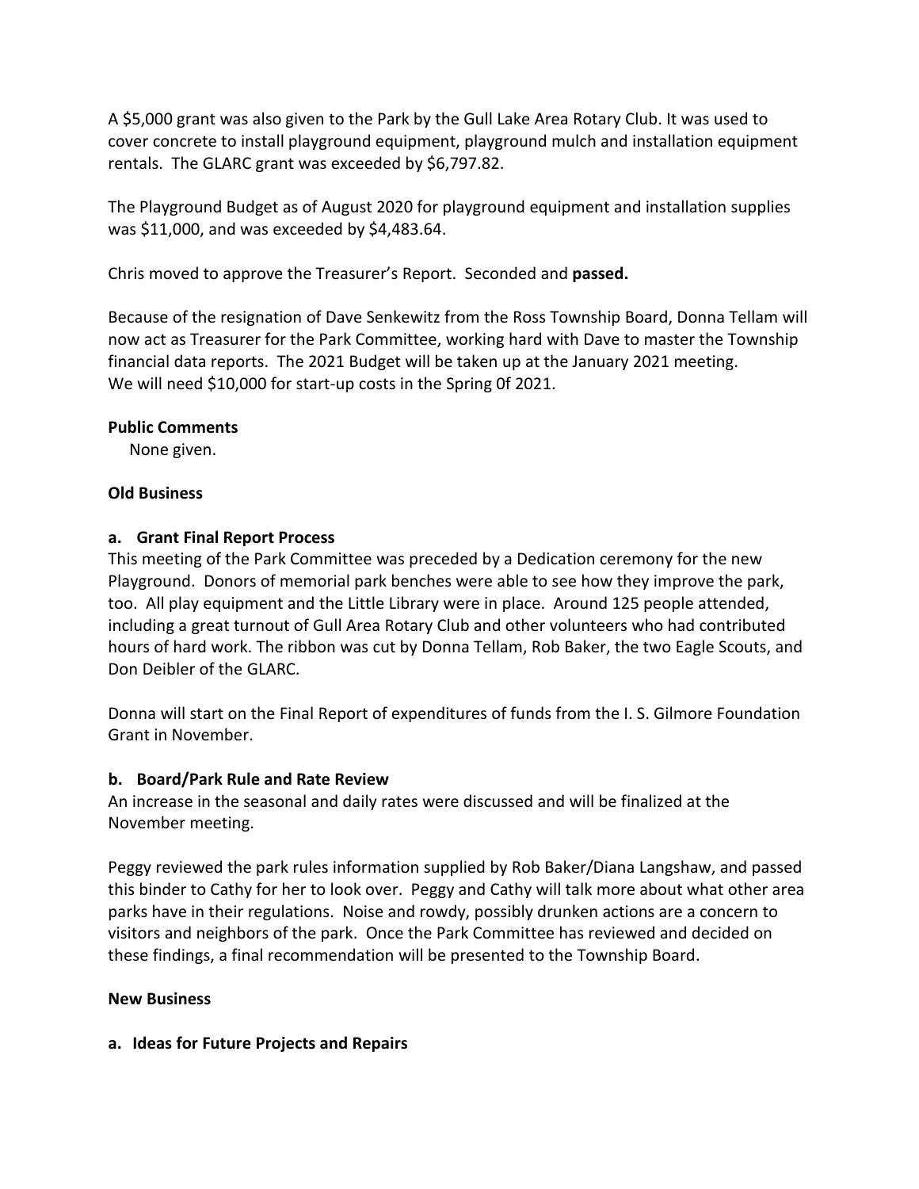A $5,000 grant was also given to the Park by the Gull Lake Area Rotary Club. It was used to cover concrete to install playground equipment, playground mulch and installation equipment rentals. The GLARC grant was exceeded by $6,797.82.

The Playground Budget as of August 2020 for playground equipment and installation supplies was $11,000, and was exceeded by $4,483.64.

Chris moved to approve the Treasurer's Report. Seconded and **passed.**

Because of the resignation of Dave Senkewitz from the Ross Township Board, Donna Tellam will now act as Treasurer for the Park Committee, working hard with Dave to master the Township financial data reports. The 2021 Budget will be taken up at the January 2021 meeting.
We will need $10,000 for start-up costs in the Spring 0f 2021.

**Public Comments**

None given.

**Old Business**

**a. Grant Final Report Process**

This meeting of the Park Committee was preceded by a Dedication ceremony for the new Playground. Donors of memorial park benches were able to see how they improve the park, too. All play equipment and the Little Library were in place. Around 125 people attended, including a great turnout of Gull Area Rotary Club and other volunteers who had contributed hours of hard work. The ribbon was cut by Donna Tellam, Rob Baker, the two Eagle Scouts, and Don Deibler of the GLARC.

Donna will start on the Final Report of expenditures of funds from the I. S. Gilmore Foundation Grant in November.

**b. Board/Park Rule and Rate Review**

An increase in the seasonal and daily rates were discussed and will be finalized at the November meeting.

Peggy reviewed the park rules information supplied by Rob Baker/Diana Langshaw, and passed this binder to Cathy for her to look over. Peggy and Cathy will talk more about what other area parks have in their regulations. Noise and rowdy, possibly drunken actions are a concern to visitors and neighbors of the park. Once the Park Committee has reviewed and decided on these findings, a final recommendation will be presented to the Township Board.

**New Business**

**a. Ideas for Future Projects and Repairs**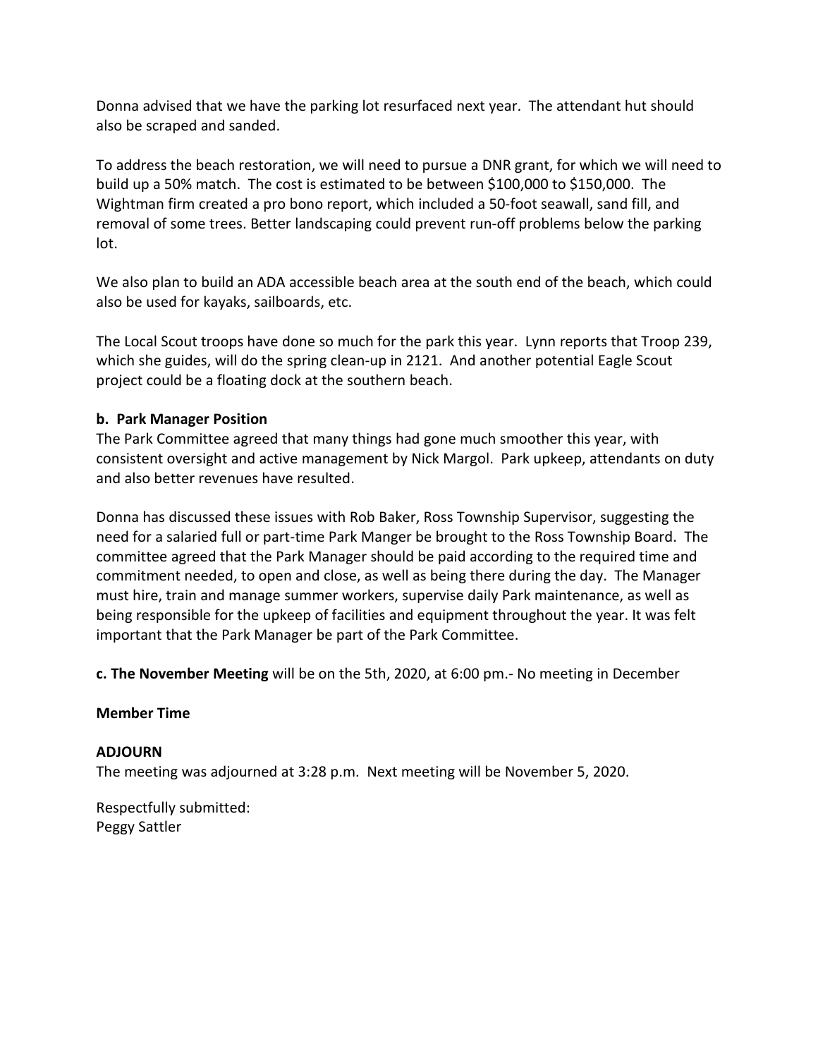Donna advised that we have the parking lot resurfaced next year. The attendant hut should also be scraped and sanded.

To address the beach restoration, we will need to pursue a DNR grant, for which we will need to build up a 50% match. The cost is estimated to be between $100,000 to $150,000. The Wightman firm created a pro bono report, which included a 50-foot seawall, sand fill, and removal of some trees. Better landscaping could prevent run-off problems below the parking lot.

We also plan to build an ADA accessible beach area at the south end of the beach, which could also be used for kayaks, sailboards, etc.

The Local Scout troops have done so much for the park this year. Lynn reports that Troop 239, which she guides, will do the spring clean-up in 2121. And another potential Eagle Scout project could be a floating dock at the southern beach.

**b. Park Manager Position**

The Park Committee agreed that many things had gone much smoother this year, with consistent oversight and active management by Nick Margol. Park upkeep, attendants on duty and also better revenues have resulted.

Donna has discussed these issues with Rob Baker, Ross Township Supervisor, suggesting the need for a salaried full or part-time Park Manger be brought to the Ross Township Board. The committee agreed that the Park Manager should be paid according to the required time and commitment needed, to open and close, as well as being there during the day. The Manager must hire, train and manage summer workers, supervise daily Park maintenance, as well as being responsible for the upkeep of facilities and equipment throughout the year. It was felt important that the Park Manager be part of the Park Committee.

**c. The November Meeting** will be on the 5th, 2020, at 6:00 pm.- No meeting in December

**Member Time**

**ADJOURN**

The meeting was adjourned at 3:28 p.m. Next meeting will be November 5, 2020.

Respectfully submitted:
Peggy Sattler